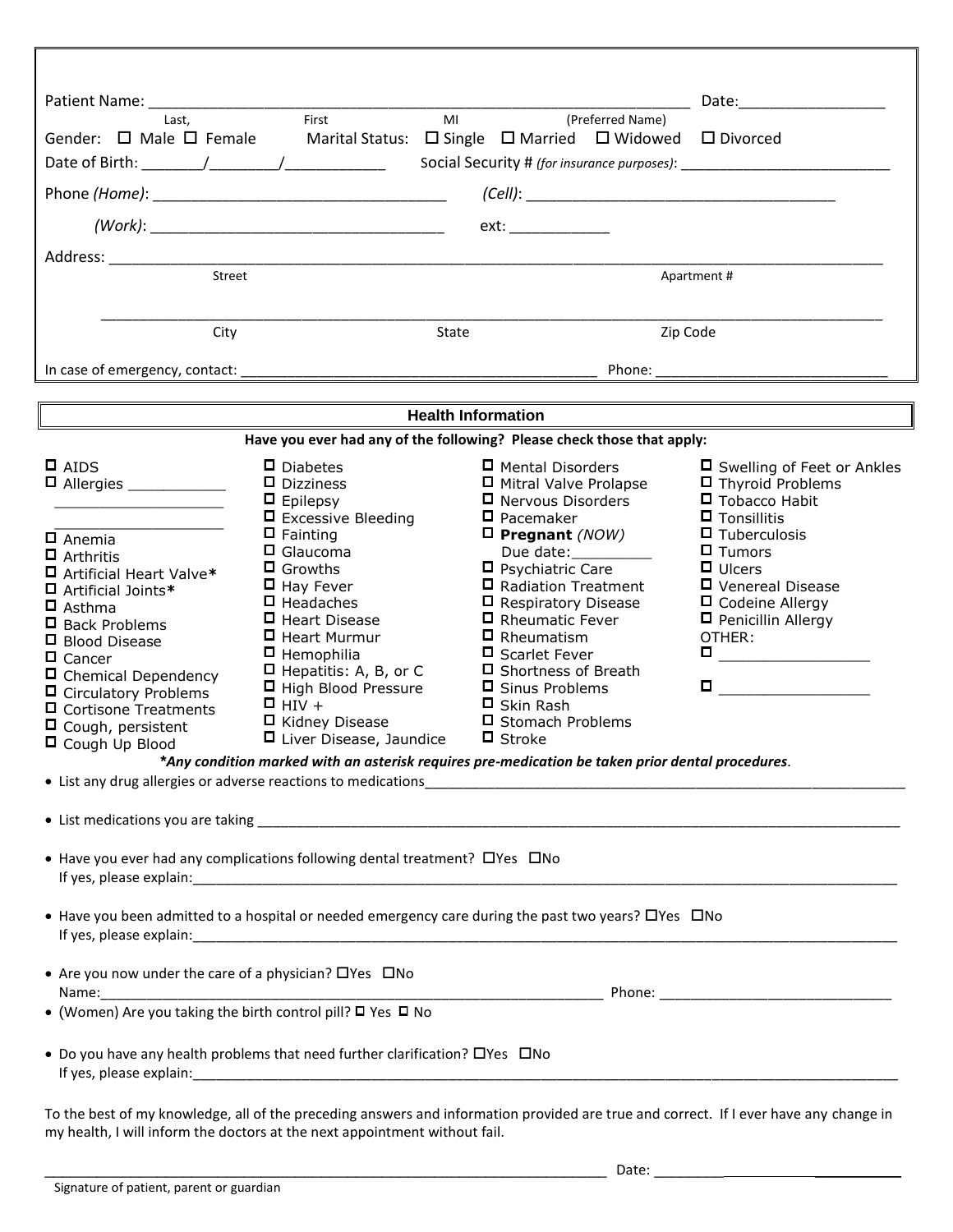Patient Name: ______________________________________________________________ Date:_________________

Last, First MI (Preferred Name)

Gender: ☐ Male ☐ Female Marital Status: ☐ Single ☐ Married ☐ Widowed ☐ Divorced

Date of Birth: _______/________/___________ Social Security # *(for insurance purposes)*: ________________________

Phone *(Home)*: _________________________________ *(Cell)*: ___________________________________

*(Work)*: _________________________________ ext: ___________

Address: ______________________________________________________________________________________

Street Apartment #

______________________________________________________________________________________

City State Zip Code

In case of emergency, contact: _________________________________________ Phone: ___________________________

## Health Information

**Have you ever had any of the following? Please check those that apply:**

- ☐ AIDS
- ☐ Allergies ___________ ___________________ ___________________
- ☐ Anemia
- ☐ Arthritis
- ☐ Artificial Heart Valve*
- ☐ Artificial Joints*
- ☐ Asthma
- ☐ Back Problems
- ☐ Blood Disease
- ☐ Cancer
- ☐ Chemical Dependency
- ☐ Circulatory Problems
- ☐ Cortisone Treatments
- ☐ Cough, persistent
- ☐ Cough Up Blood
- ☐ Diabetes
- ☐ Dizziness
- ☐ Epilepsy
- ☐ Excessive Bleeding
- ☐ Fainting
- ☐ Glaucoma
- ☐ Growths
- ☐ Hay Fever
- ☐ Headaches
- ☐ Heart Disease
- ☐ Heart Murmur
- ☐ Hemophilia
- ☐ Hepatitis: A, B, or C
- ☐ High Blood Pressure
- ☐ HIV +
- ☐ Kidney Disease
- ☐ Liver Disease, Jaundice
- ☐ Mental Disorders
- ☐ Mitral Valve Prolapse
- ☐ Nervous Disorders
- ☐ Pacemaker
- ☐ **Pregnant** *(NOW)* Due date:_________
- ☐ Psychiatric Care
- ☐ Radiation Treatment
- ☐ Respiratory Disease
- ☐ Rheumatic Fever
- ☐ Rheumatism
- ☐ Scarlet Fever
- ☐ Shortness of Breath
- ☐ Sinus Problems
- ☐ Skin Rash
- ☐ Stomach Problems
- ☐ Stroke
- ☐ Swelling of Feet or Ankles
- ☐ Thyroid Problems
- ☐ Tobacco Habit
- ☐ Tonsillitis
- ☐ Tuberculosis
- ☐ Tumors
- ☐ Ulcers
- ☐ Venereal Disease
- ☐ Codeine Allergy
- ☐ Penicillin Allergy

OTHER:

- ☐ _________________
- ☐ _________________

***Any condition marked with an asterisk requires pre-medication be taken prior dental procedures**.*

- List any drug allergies or adverse reactions to medications_______________________________________________________
- List medications you are taking ________________________________________________________________________
- Have you ever had any complications following dental treatment? ☐Yes ☐No
  If yes, please explain:____________________________________________________________________________
- Have you been admitted to a hospital or needed emergency care during the past two years? ☐Yes ☐No
  If yes, please explain:____________________________________________________________________________
- Are you now under the care of a physician? ☐Yes ☐No
  Name:_______________________________________________________ Phone: ___________________________
- (Women) Are you taking the birth control pill? ☐ Yes ☐ No
- Do you have any health problems that need further clarification? ☐Yes ☐No
  If yes, please explain:____________________________________________________________________________

To the best of my knowledge, all of the preceding answers and information provided are true and correct. If I ever have any change in my health, I will inform the doctors at the next appointment without fail.

__________________________________________________________________ Date: ______________________

Signature of patient, parent or guardian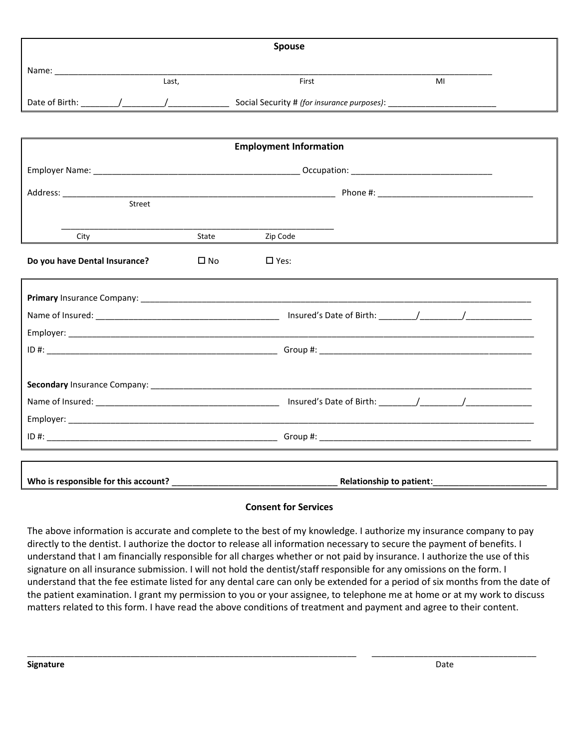## Spouse

Name: ______________________________________________________________________________
Last, First MI

Date of Birth: ________/_________/_____________ Social Security # *(for insurance purposes)*: _______________________

## Employment Information

Employer Name: ___________________________________________ Occupation: ______________________________

Address: _________________________________________________________ Phone #: ________________________________
Street

_________________________________________________________
City State Zip Code

**Do you have Dental Insurance?** ☐ No ☐ Yes:

**Primary** Insurance Company: ____________________________________________________________________________________

Name of Insured: _______________________________________ Insured's Date of Birth: ________/_________/______________

Employer: _____________________________________________________________________________________________________

ID #: ________________________________________________ Group #: _____________________________________________

**Secondary** Insurance Company: __________________________________________________________________________________

Name of Insured: _______________________________________ Insured's Date of Birth: ________/_________/______________

Employer: _____________________________________________________________________________________________________

ID #: ________________________________________________ Group #: _____________________________________________

**Who is responsible for this account?** __________________________________ **Relationship to patient**:________________________

## Consent for Services

The above information is accurate and complete to the best of my knowledge. I authorize my insurance company to pay directly to the dentist. I authorize the doctor to release all information necessary to secure the payment of benefits. I understand that I am financially responsible for all charges whether or not paid by insurance. I authorize the use of this signature on all insurance submission. I will not hold the dentist/staff responsible for any omissions on the form. I understand that the fee estimate listed for any dental care can only be extended for a period of six months from the date of the patient examination. I grant my permission to you or your assignee, to telephone me at home or at my work to discuss matters related to this form. I have read the above conditions of treatment and payment and agree to their content.

_____________________________________________________________________ __________________________________

**Signature** Date